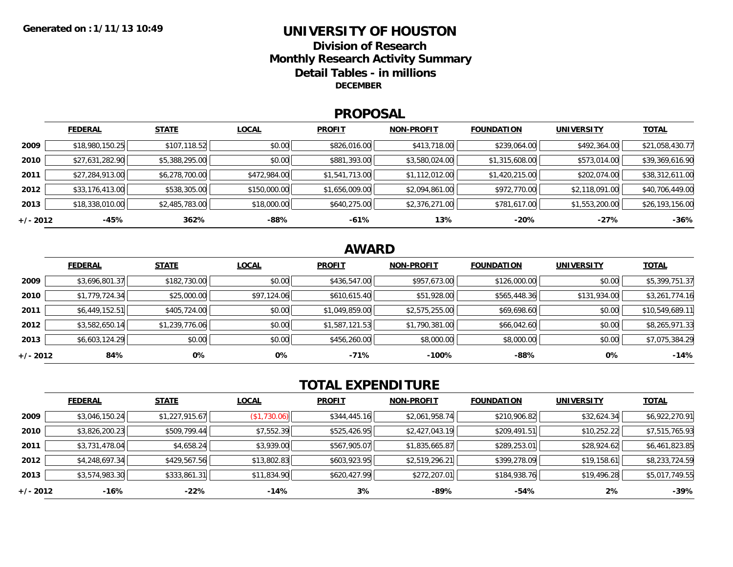Generated on : 1/11/13 10:49

# UNIVERSITY OF HOUSTON

## Division of Research

## Monthly Research Activity Summary

## Detail Tables - in millions

### DECEMBER

## PROPOSAL

| | FEDERAL | STATE | LOCAL | PROFIT | NON-PROFIT | FOUNDATION | UNIVERSITY | TOTAL |
|---|---|---|---|---|---|---|---|---|
| 2009 | $18,980,150.25 | $107,118.52 | $0.00 | $826,016.00 | $413,718.00 | $239,064.00 | $492,364.00 | $21,058,430.77 |
| 2010 | $27,631,282.90 | $5,388,295.00 | $0.00 | $881,393.00 | $3,580,024.00 | $1,315,608.00 | $573,014.00 | $39,369,616.90 |
| 2011 | $27,284,913.00 | $6,278,700.00 | $472,984.00 | $1,541,713.00 | $1,112,012.00 | $1,420,215.00 | $202,074.00 | $38,312,611.00 |
| 2012 | $33,176,413.00 | $538,305.00 | $150,000.00 | $1,656,009.00 | $2,094,861.00 | $972,770.00 | $2,118,091.00 | $40,706,449.00 |
| 2013 | $18,338,010.00 | $2,485,783.00 | $18,000.00 | $640,275.00 | $2,376,271.00 | $781,617.00 | $1,553,200.00 | $26,193,156.00 |
| +/- 2012 | -45% | 362% | -88% | -61% | 13% | -20% | -27% | -36% |

## AWARD

| | FEDERAL | STATE | LOCAL | PROFIT | NON-PROFIT | FOUNDATION | UNIVERSITY | TOTAL |
|---|---|---|---|---|---|---|---|---|
| 2009 | $3,696,801.37 | $182,730.00 | $0.00 | $436,547.00 | $957,673.00 | $126,000.00 | $0.00 | $5,399,751.37 |
| 2010 | $1,779,724.34 | $25,000.00 | $97,124.06 | $610,615.40 | $51,928.00 | $565,448.36 | $131,934.00 | $3,261,774.16 |
| 2011 | $6,449,152.51 | $405,724.00 | $0.00 | $1,049,859.00 | $2,575,255.00 | $69,698.60 | $0.00 | $10,549,689.11 |
| 2012 | $3,582,650.14 | $1,239,776.06 | $0.00 | $1,587,121.53 | $1,790,381.00 | $66,042.60 | $0.00 | $8,265,971.33 |
| 2013 | $6,603,124.29 | $0.00 | $0.00 | $456,260.00 | $8,000.00 | $8,000.00 | $0.00 | $7,075,384.29 |
| +/- 2012 | 84% | 0% | 0% | -71% | -100% | -88% | 0% | -14% |

## TOTAL EXPENDITURE

| | FEDERAL | STATE | LOCAL | PROFIT | NON-PROFIT | FOUNDATION | UNIVERSITY | TOTAL |
|---|---|---|---|---|---|---|---|---|
| 2009 | $3,046,150.24 | $1,227,915.67 | ($1,730.06) | $344,445.16 | $2,061,958.74 | $210,906.82 | $32,624.34 | $6,922,270.91 |
| 2010 | $3,826,200.23 | $509,799.44 | $7,552.39 | $525,426.95 | $2,427,043.19 | $209,491.51 | $10,252.22 | $7,515,765.93 |
| 2011 | $3,731,478.04 | $4,658.24 | $3,939.00 | $567,905.07 | $1,835,665.87 | $289,253.01 | $28,924.62 | $6,461,823.85 |
| 2012 | $4,248,697.34 | $429,567.56 | $13,802.83 | $603,923.95 | $2,519,296.21 | $399,278.09 | $19,158.61 | $8,233,724.59 |
| 2013 | $3,574,983.30 | $333,861.31 | $11,834.90 | $620,427.99 | $272,207.01 | $184,938.76 | $19,496.28 | $5,017,749.55 |
| +/- 2012 | -16% | -22% | -14% | 3% | -89% | -54% | 2% | -39% |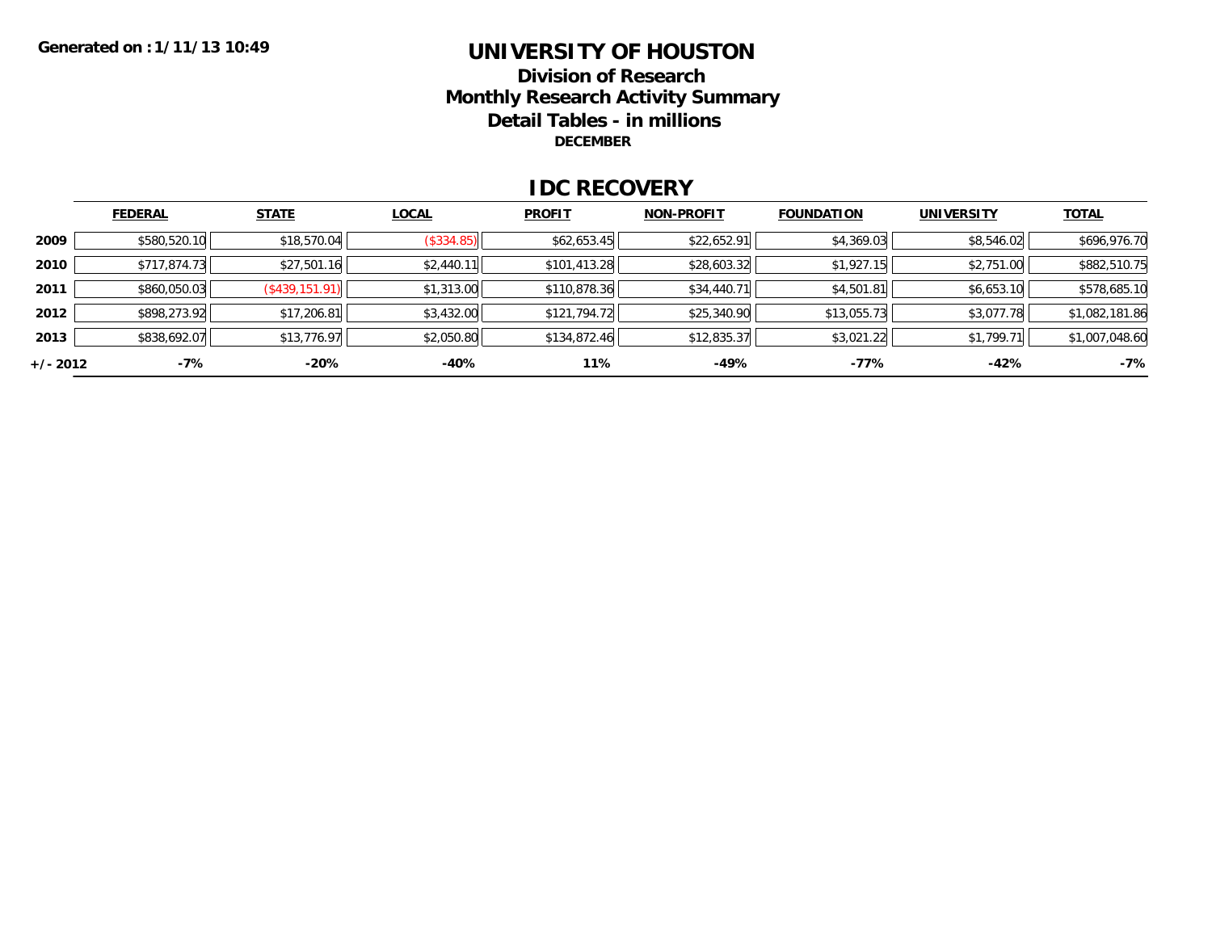Generated on : 1/11/13 10:49

# UNIVERSITY OF HOUSTON

## Division of Research

## Monthly Research Activity Summary

## Detail Tables - in millions

### DECEMBER

## IDC RECOVERY

| | FEDERAL | STATE | LOCAL | PROFIT | NON-PROFIT | FOUNDATION | UNIVERSITY | TOTAL |
|---|---|---|---|---|---|---|---|---|
| 2009 | $580,520.10 | $18,570.04 | ($334.85) | $62,653.45 | $22,652.91 | $4,369.03 | $8,546.02 | $696,976.70 |
| 2010 | $717,874.73 | $27,501.16 | $2,440.11 | $101,413.28 | $28,603.32 | $1,927.15 | $2,751.00 | $882,510.75 |
| 2011 | $860,050.03 | ($439,151.91) | $1,313.00 | $110,878.36 | $34,440.71 | $4,501.81 | $6,653.10 | $578,685.10 |
| 2012 | $898,273.92 | $17,206.81 | $3,432.00 | $121,794.72 | $25,340.90 | $13,055.73 | $3,077.78 | $1,082,181.86 |
| 2013 | $838,692.07 | $13,776.97 | $2,050.80 | $134,872.46 | $12,835.37 | $3,021.22 | $1,799.71 | $1,007,048.60 |
| +/- 2012 | -7% | -20% | -40% | 11% | -49% | -77% | -42% | -7% |